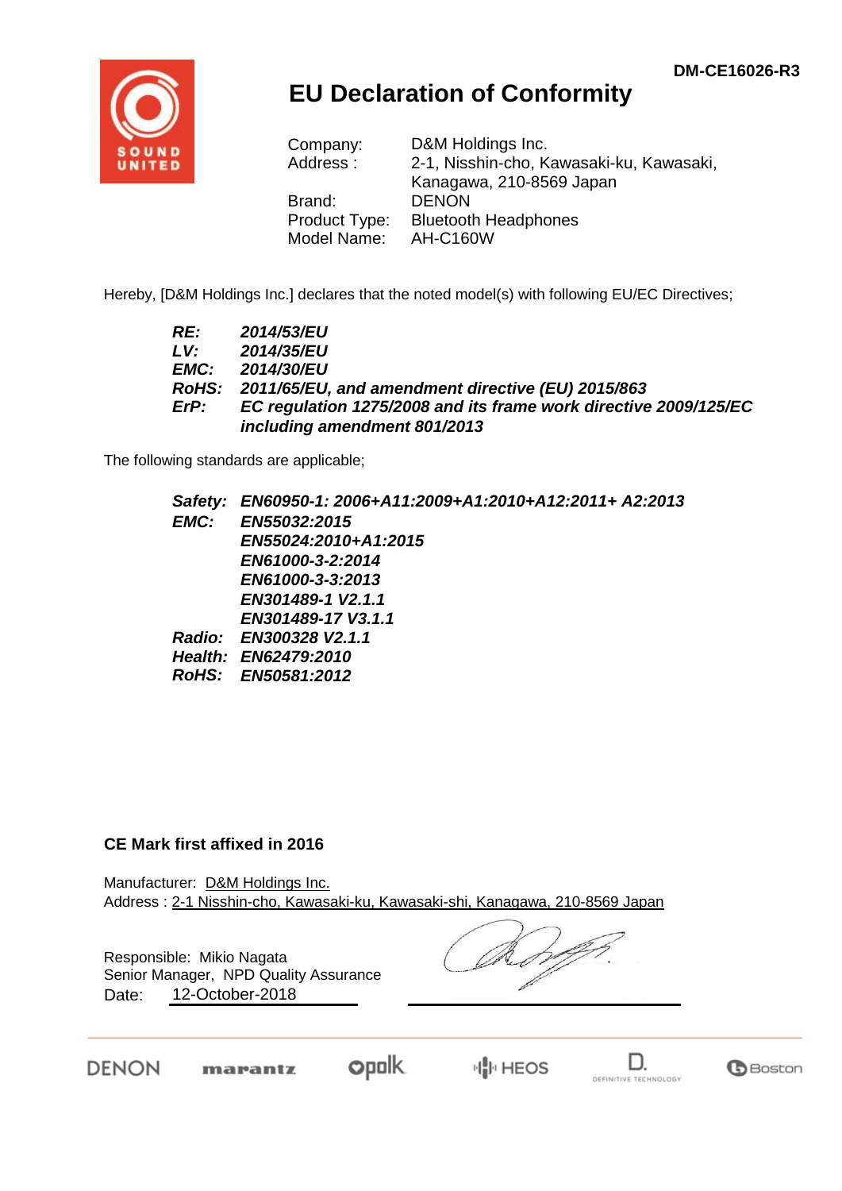DM-CE16026-R3

# EU Declaration of Conformity

| | |
|---|---|
| Company: | D&M Holdings Inc. |
| Address : | 2-1, Nisshin-cho, Kawasaki-ku, Kawasaki, Kanagawa, 210-8569 Japan |
| Brand: | DENON |
| Product Type: | Bluetooth Headphones |
| Model Name: | AH-C160W |

Hereby, [D&M Holdings Inc.] declares that the noted model(s) with following EU/EC Directives;

***RE:*** ***2014/53/EU***
***LV:*** ***2014/35/EU***
***EMC:*** ***2014/30/EU***
***RoHS:*** ***2011/65/EU, and amendment directive (EU) 2015/863***
***ErP:*** ***EC regulation 1275/2008 and its frame work directive 2009/125/EC including amendment 801/2013***

The following standards are applicable;

***Safety:*** ***EN60950-1: 2006+A11:2009+A1:2010+A12:2011+ A2:2013***
***EMC:*** ***EN55032:2015***
***EN55024:2010+A1:2015***
***EN61000-3-2:2014***
***EN61000-3-3:2013***
***EN301489-1 V2.1.1***
***EN301489-17 V3.1.1***
***Radio:*** ***EN300328 V2.1.1***
***Health:*** ***EN62479:2010***
***RoHS:*** ***EN50581:2012***

**CE Mark first affixed in 2016**

Manufacturer: D&M Holdings Inc.
Address : 2-1 Nisshin-cho, Kawasaki-ku, Kawasaki-shi, Kanagawa, 210-8569 Japan

Responsible: Mikio Nagata
Senior Manager, NPD Quality Assurance
Date: 12-October-2018

DENON marantz polk HEOS DEFINITIVE TECHNOLOGY Boston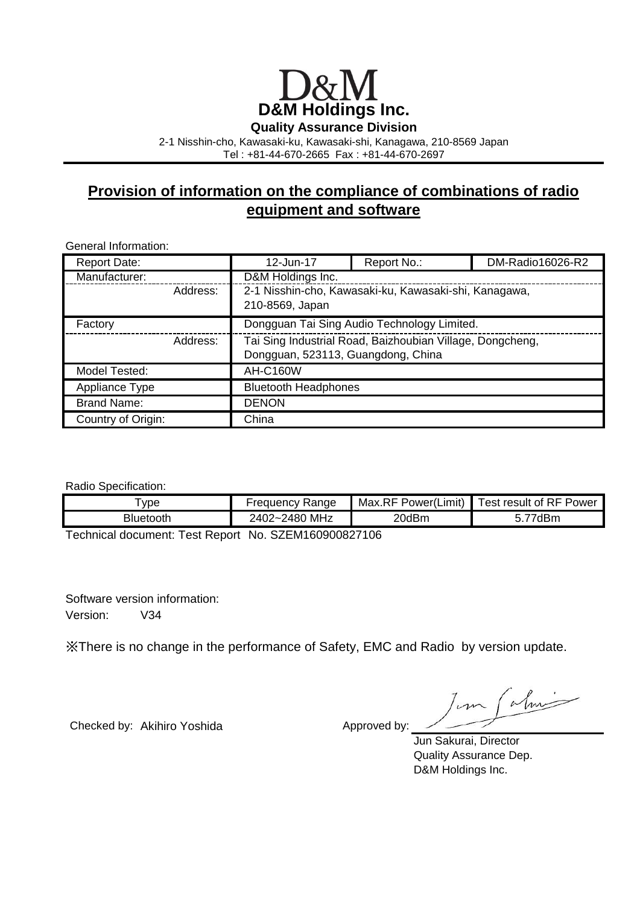D&M

**D&M Holdings Inc.**

**Quality Assurance Division**

2-1 Nisshin-cho, Kawasaki-ku, Kawasaki-shi, Kanagawa, 210-8569 Japan
Tel : +81-44-670-2665 Fax : +81-44-670-2697

# Provision of information on the compliance of combinations of radio equipment and software

General Information:

| | | | |
|---|---|---|---|
| Report Date: | 12-Jun-17 | Report No.: | DM-Radio16026-R2 |
| Manufacturer: | D&M Holdings Inc. | | |
| Address: | 2-1 Nisshin-cho, Kawasaki-ku, Kawasaki-shi, Kanagawa, 210-8569, Japan | | |
| Factory | Dongguan Tai Sing Audio Technology Limited. | | |
| Address: | Tai Sing Industrial Road, Baizhoubian Village, Dongcheng, Dongguan, 523113, Guangdong, China | | |
| Model Tested: | AH-C160W | | |
| Appliance Type | Bluetooth Headphones | | |
| Brand Name: | DENON | | |
| Country of Origin: | China | | |

Radio Specification:

| Type | Frequency Range | Max.RF Power(Limit) | Test result of RF Power |
|---|---|---|---|
| Bluetooth | 2402~2480 MHz | 20dBm | 5.77dBm |

Technical document: Test Report No. SZEM160900827106

Software version information:
Version: V34

※There is no change in the performance of Safety, EMC and Radio by version update.

Checked by: Akihiro Yoshida

Approved by:

Jun Sakurai, Director
Quality Assurance Dep.
D&M Holdings Inc.